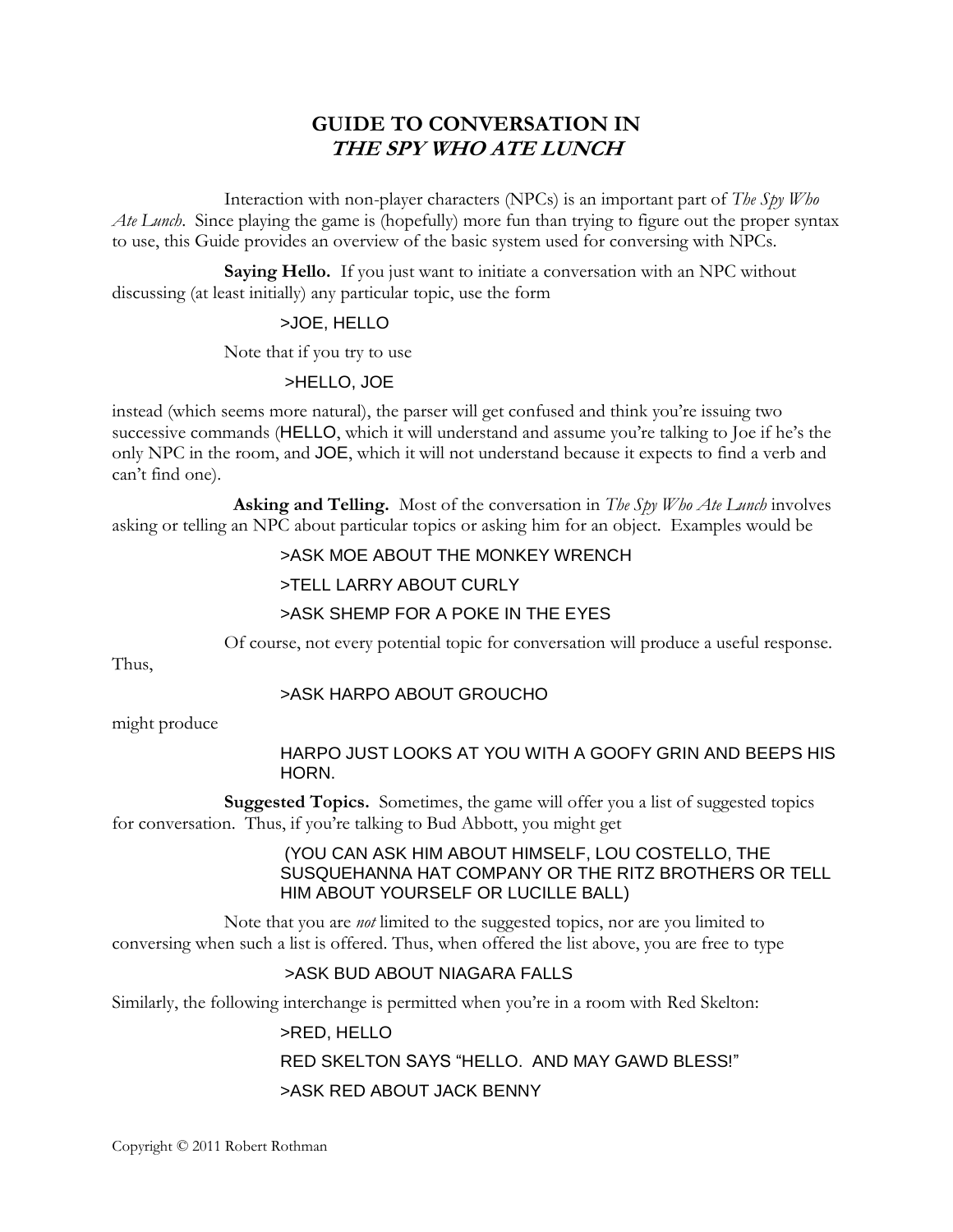# GUIDE TO CONVERSATION IN *THE SPY WHO ATE LUNCH*

Interaction with non-player characters (NPCs) is an important part of *The Spy Who Ate Lunch*. Since playing the game is (hopefully) more fun than trying to figure out the proper syntax to use, this Guide provides an overview of the basic system used for conversing with NPCs.

**Saying Hello.** If you just want to initiate a conversation with an NPC without discussing (at least initially) any particular topic, use the form

>JOE, HELLO

Note that if you try to use

>HELLO, JOE

instead (which seems more natural), the parser will get confused and think you're issuing two successive commands (HELLO, which it will understand and assume you're talking to Joe if he's the only NPC in the room, and JOE, which it will not understand because it expects to find a verb and can't find one).

**Asking and Telling.** Most of the conversation in *The Spy Who Ate Lunch* involves asking or telling an NPC about particular topics or asking him for an object. Examples would be

>ASK MOE ABOUT THE MONKEY WRENCH

>TELL LARRY ABOUT CURLY

>ASK SHEMP FOR A POKE IN THE EYES

Of course, not every potential topic for conversation will produce a useful response. Thus,

>ASK HARPO ABOUT GROUCHO

might produce

HARPO JUST LOOKS AT YOU WITH A GOOFY GRIN AND BEEPS HIS HORN.

**Suggested Topics.** Sometimes, the game will offer you a list of suggested topics for conversation. Thus, if you're talking to Bud Abbott, you might get

(YOU CAN ASK HIM ABOUT HIMSELF, LOU COSTELLO, THE SUSQUEHANNA HAT COMPANY OR THE RITZ BROTHERS OR TELL HIM ABOUT YOURSELF OR LUCILLE BALL)

Note that you are *not* limited to the suggested topics, nor are you limited to conversing when such a list is offered. Thus, when offered the list above, you are free to type

>ASK BUD ABOUT NIAGARA FALLS

Similarly, the following interchange is permitted when you're in a room with Red Skelton:

>RED, HELLO

RED SKELTON SAYS "HELLO. AND MAY GAWD BLESS!"

>ASK RED ABOUT JACK BENNY

Copyright © 2011 Robert Rothman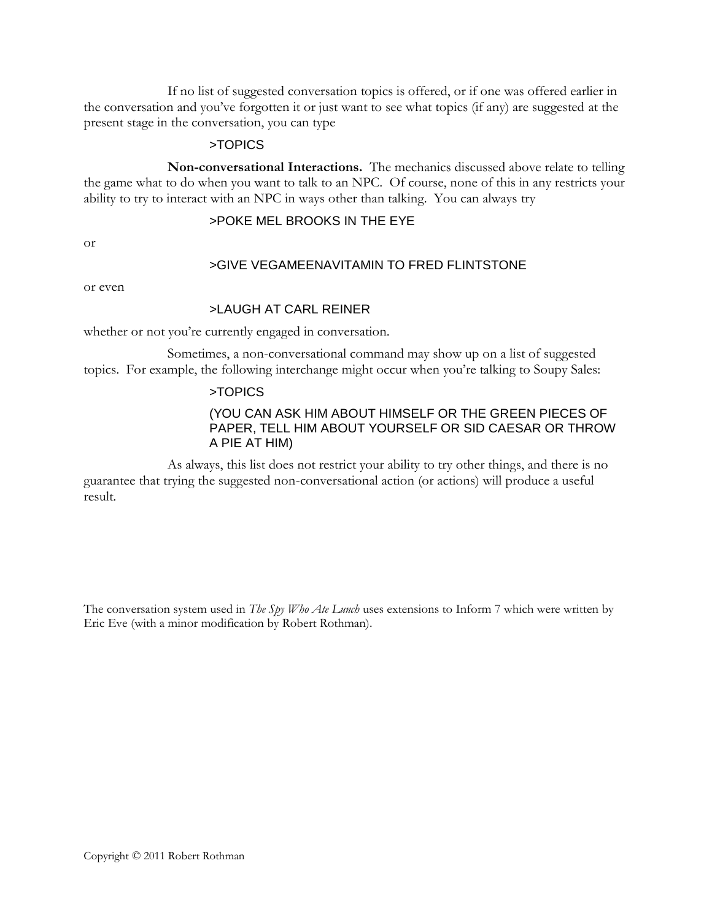If no list of suggested conversation topics is offered, or if one was offered earlier in the conversation and you've forgotten it or just want to see what topics (if any) are suggested at the present stage in the conversation, you can type

```
>TOPICS
```

**Non-conversational Interactions.** The mechanics discussed above relate to telling the game what to do when you want to talk to an NPC. Of course, none of this in any restricts your ability to try to interact with an NPC in ways other than talking. You can always try

```
>POKE MEL BROOKS IN THE EYE
```

or

```
>GIVE VEGAMEENAVITAMIN TO FRED FLINTSTONE
```

or even

```
>LAUGH AT CARL REINER
```

whether or not you're currently engaged in conversation.

Sometimes, a non-conversational command may show up on a list of suggested topics. For example, the following interchange might occur when you're talking to Soupy Sales:

```
>TOPICS

(YOU CAN ASK HIM ABOUT HIMSELF OR THE GREEN PIECES OF
PAPER, TELL HIM ABOUT YOURSELF OR SID CAESAR OR THROW
A PIE AT HIM)
```

As always, this list does not restrict your ability to try other things, and there is no guarantee that trying the suggested non-conversational action (or actions) will produce a useful result.

The conversation system used in *The Spy Who Ate Lunch* uses extensions to Inform 7 which were written by Eric Eve (with a minor modification by Robert Rothman).

Copyright © 2011 Robert Rothman